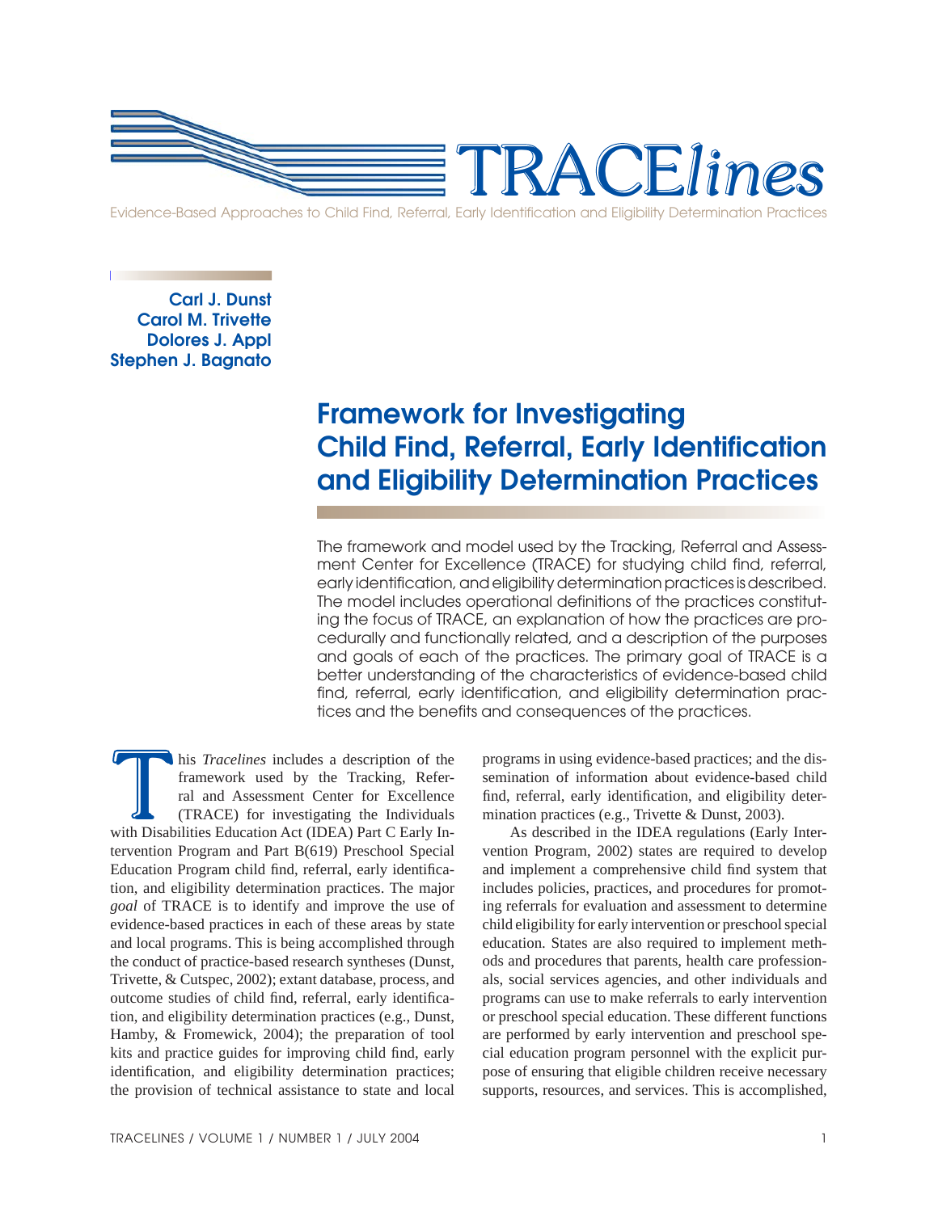# TRACE*lines*

Evidence-Based Approaches to Child Find, Referral, Early Identification and Eligibility Determination Practices

**Carl J. Dunst**
**Carol M. Trivette**
**Dolores J. Appl**
**Stephen J. Bagnato**

## Framework for Investigating Child Find, Referral, Early Identification and Eligibility Determination Practices

The framework and model used by the Tracking, Referral and Assessment Center for Excellence (TRACE) for studying child find, referral, early identification, and eligibility determination practices is described. The model includes operational definitions of the practices constituting the focus of TRACE, an explanation of how the practices are procedurally and functionally related, and a description of the purposes and goals of each of the practices. The primary goal of TRACE is a better understanding of the characteristics of evidence-based child find, referral, early identification, and eligibility determination practices and the benefits and consequences of the practices.

This *Tracelines* includes a description of the framework used by the Tracking, Referral and Assessment Center for Excellence (TRACE) for investigating the Individuals with Disabilities Education Act (IDEA) Part C Early Intervention Program and Part B(619) Preschool Special Education Program child find, referral, early identification, and eligibility determination practices. The major *goal* of TRACE is to identify and improve the use of evidence-based practices in each of these areas by state and local programs. This is being accomplished through the conduct of practice-based research syntheses (Dunst, Trivette, & Cutspec, 2002); extant database, process, and outcome studies of child find, referral, early identification, and eligibility determination practices (e.g., Dunst, Hamby, & Fromewick, 2004); the preparation of tool kits and practice guides for improving child find, early identification, and eligibility determination practices; the provision of technical assistance to state and local programs in using evidence-based practices; and the dissemination of information about evidence-based child find, referral, early identification, and eligibility determination practices (e.g., Trivette & Dunst, 2003).

As described in the IDEA regulations (Early Intervention Program, 2002) states are required to develop and implement a comprehensive child find system that includes policies, practices, and procedures for promoting referrals for evaluation and assessment to determine child eligibility for early intervention or preschool special education. States are also required to implement methods and procedures that parents, health care professionals, social services agencies, and other individuals and programs can use to make referrals to early intervention or preschool special education. These different functions are performed by early intervention and preschool special education program personnel with the explicit purpose of ensuring that eligible children receive necessary supports, resources, and services. This is accomplished,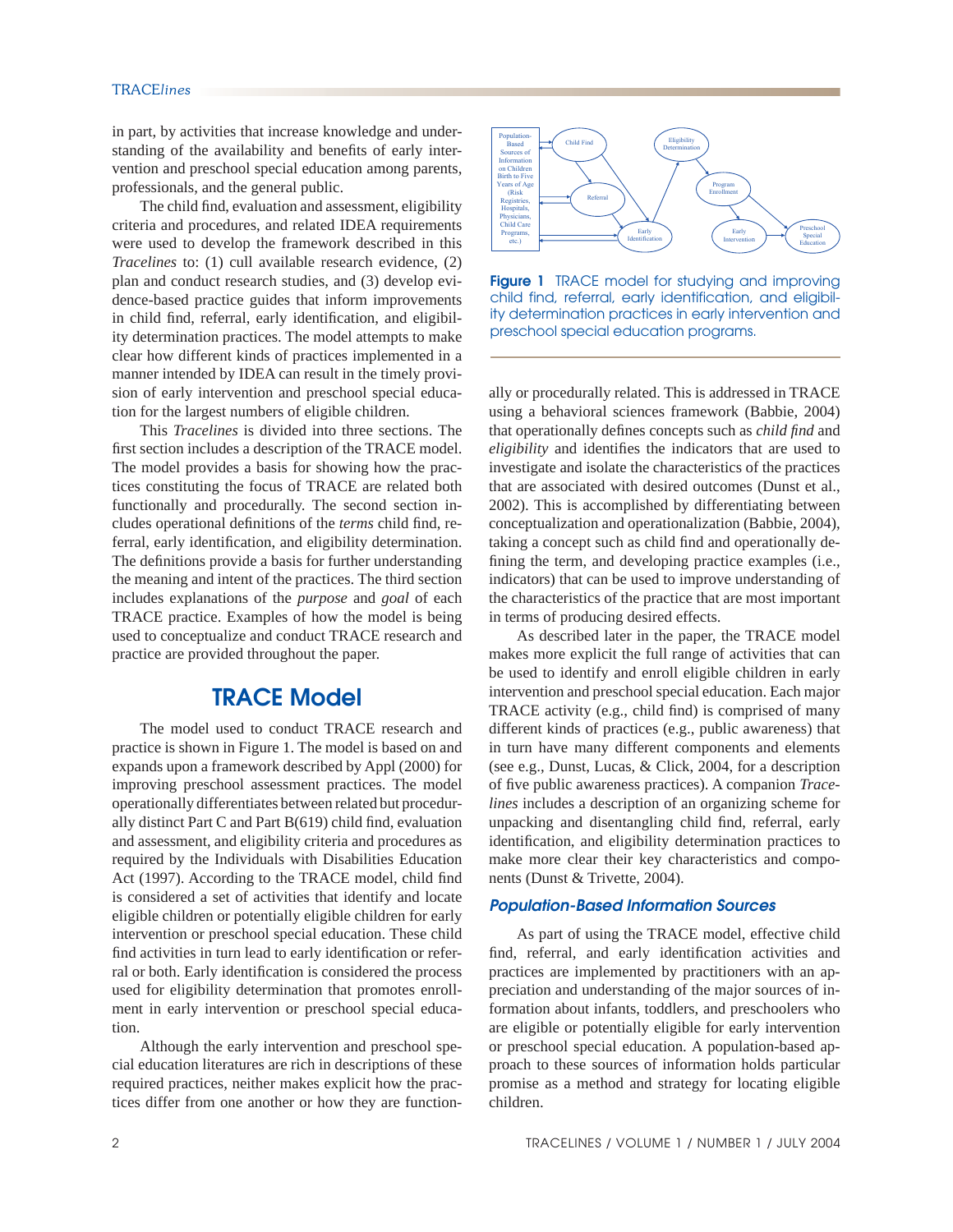in part, by activities that increase knowledge and understanding of the availability and benefits of early intervention and preschool special education among parents, professionals, and the general public.

The child find, evaluation and assessment, eligibility criteria and procedures, and related IDEA requirements were used to develop the framework described in this *Tracelines* to: (1) cull available research evidence, (2) plan and conduct research studies, and (3) develop evidence-based practice guides that inform improvements in child find, referral, early identification, and eligibility determination practices. The model attempts to make clear how different kinds of practices implemented in a manner intended by IDEA can result in the timely provision of early intervention and preschool special education for the largest numbers of eligible children.

This *Tracelines* is divided into three sections. The first section includes a description of the TRACE model. The model provides a basis for showing how the practices constituting the focus of TRACE are related both functionally and procedurally. The second section includes operational definitions of the *terms* child find, referral, early identification, and eligibility determination. The definitions provide a basis for further understanding the meaning and intent of the practices. The third section includes explanations of the *purpose* and *goal* of each TRACE practice. Examples of how the model is being used to conceptualize and conduct TRACE research and practice are provided throughout the paper.

## TRACE Model

The model used to conduct TRACE research and practice is shown in Figure 1. The model is based on and expands upon a framework described by Appl (2000) for improving preschool assessment practices. The model operationally differentiates between related but procedurally distinct Part C and Part B(619) child find, evaluation and assessment, and eligibility criteria and procedures as required by the Individuals with Disabilities Education Act (1997). According to the TRACE model, child find is considered a set of activities that identify and locate eligible children or potentially eligible children for early intervention or preschool special education. These child find activities in turn lead to early identification or referral or both. Early identification is considered the process used for eligibility determination that promotes enrollment in early intervention or preschool special education.

Although the early intervention and preschool special education literatures are rich in descriptions of these required practices, neither makes explicit how the practices differ from one another or how they are functionally or procedurally related. This is addressed in TRACE using a behavioral sciences framework (Babbie, 2004) that operationally defines concepts such as *child find* and *eligibility* and identifies the indicators that are used to investigate and isolate the characteristics of the practices that are associated with desired outcomes (Dunst et al., 2002). This is accomplished by differentiating between conceptualization and operationalization (Babbie, 2004), taking a concept such as child find and operationally defining the term, and developing practice examples (i.e., indicators) that can be used to improve understanding of the characteristics of the practice that are most important in terms of producing desired effects.

**Figure 1** TRACE model for studying and improving child find, referral, early identification, and eligibility determination practices in early intervention and preschool special education programs.

As described later in the paper, the TRACE model makes more explicit the full range of activities that can be used to identify and enroll eligible children in early intervention and preschool special education. Each major TRACE activity (e.g., child find) is comprised of many different kinds of practices (e.g., public awareness) that in turn have many different components and elements (see e.g., Dunst, Lucas, & Click, 2004, for a description of five public awareness practices). A companion *Tracelines* includes a description of an organizing scheme for unpacking and disentangling child find, referral, early identification, and eligibility determination practices to make more clear their key characteristics and components (Dunst & Trivette, 2004).

### Population-Based Information Sources

As part of using the TRACE model, effective child find, referral, and early identification activities and practices are implemented by practitioners with an appreciation and understanding of the major sources of information about infants, toddlers, and preschoolers who are eligible or potentially eligible for early intervention or preschool special education. A population-based approach to these sources of information holds particular promise as a method and strategy for locating eligible children.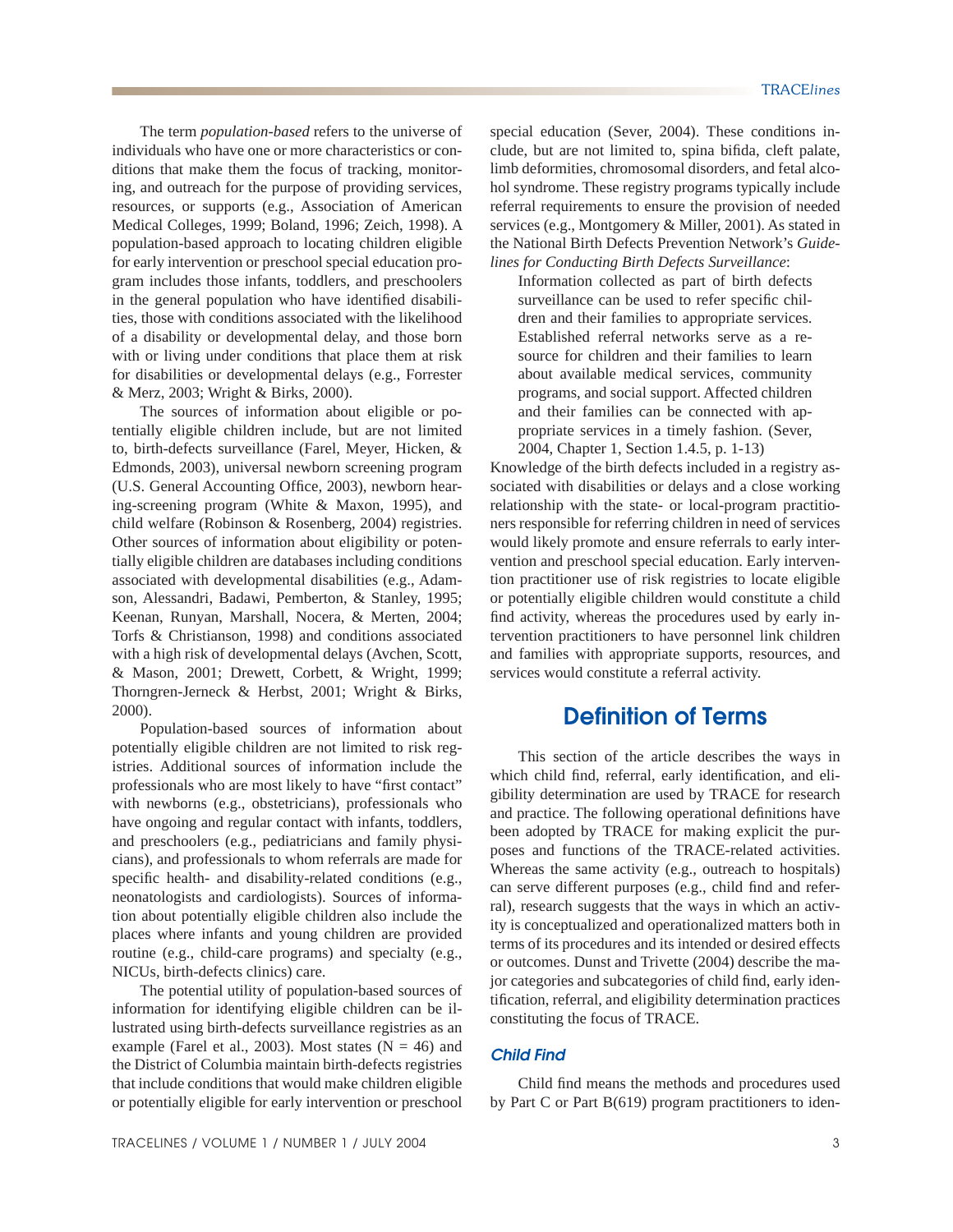The term *population-based* refers to the universe of individuals who have one or more characteristics or conditions that make them the focus of tracking, monitoring, and outreach for the purpose of providing services, resources, or supports (e.g., Association of American Medical Colleges, 1999; Boland, 1996; Zeich, 1998). A population-based approach to locating children eligible for early intervention or preschool special education program includes those infants, toddlers, and preschoolers in the general population who have identified disabilities, those with conditions associated with the likelihood of a disability or developmental delay, and those born with or living under conditions that place them at risk for disabilities or developmental delays (e.g., Forrester & Merz, 2003; Wright & Birks, 2000).

The sources of information about eligible or potentially eligible children include, but are not limited to, birth-defects surveillance (Farel, Meyer, Hicken, & Edmonds, 2003), universal newborn screening program (U.S. General Accounting Office, 2003), newborn hearing-screening program (White & Maxon, 1995), and child welfare (Robinson & Rosenberg, 2004) registries. Other sources of information about eligibility or potentially eligible children are databases including conditions associated with developmental disabilities (e.g., Adamson, Alessandri, Badawi, Pemberton, & Stanley, 1995; Keenan, Runyan, Marshall, Nocera, & Merten, 2004; Torfs & Christianson, 1998) and conditions associated with a high risk of developmental delays (Avchen, Scott, & Mason, 2001; Drewett, Corbett, & Wright, 1999; Thorngren-Jerneck & Herbst, 2001; Wright & Birks, 2000).

Population-based sources of information about potentially eligible children are not limited to risk registries. Additional sources of information include the professionals who are most likely to have "first contact" with newborns (e.g., obstetricians), professionals who have ongoing and regular contact with infants, toddlers, and preschoolers (e.g., pediatricians and family physicians), and professionals to whom referrals are made for specific health- and disability-related conditions (e.g., neonatologists and cardiologists). Sources of information about potentially eligible children also include the places where infants and young children are provided routine (e.g., child-care programs) and specialty (e.g., NICUs, birth-defects clinics) care.

The potential utility of population-based sources of information for identifying eligible children can be illustrated using birth-defects surveillance registries as an example (Farel et al., 2003). Most states (N = 46) and the District of Columbia maintain birth-defects registries that include conditions that would make children eligible or potentially eligible for early intervention or preschool special education (Sever, 2004). These conditions include, but are not limited to, spina bifida, cleft palate, limb deformities, chromosomal disorders, and fetal alcohol syndrome. These registry programs typically include referral requirements to ensure the provision of needed services (e.g., Montgomery & Miller, 2001). As stated in the National Birth Defects Prevention Network's *Guidelines for Conducting Birth Defects Surveillance*:

> Information collected as part of birth defects surveillance can be used to refer specific children and their families to appropriate services. Established referral networks serve as a resource for children and their families to learn about available medical services, community programs, and social support. Affected children and their families can be connected with appropriate services in a timely fashion. (Sever, 2004, Chapter 1, Section 1.4.5, p. 1-13)

Knowledge of the birth defects included in a registry associated with disabilities or delays and a close working relationship with the state- or local-program practitioners responsible for referring children in need of services would likely promote and ensure referrals to early intervention and preschool special education. Early intervention practitioner use of risk registries to locate eligible or potentially eligible children would constitute a child find activity, whereas the procedures used by early intervention practitioners to have personnel link children and families with appropriate supports, resources, and services would constitute a referral activity.

## Definition of Terms

This section of the article describes the ways in which child find, referral, early identification, and eligibility determination are used by TRACE for research and practice. The following operational definitions have been adopted by TRACE for making explicit the purposes and functions of the TRACE-related activities. Whereas the same activity (e.g., outreach to hospitals) can serve different purposes (e.g., child find and referral), research suggests that the ways in which an activity is conceptualized and operationalized matters both in terms of its procedures and its intended or desired effects or outcomes. Dunst and Trivette (2004) describe the major categories and subcategories of child find, early identification, referral, and eligibility determination practices constituting the focus of TRACE.

### *Child Find*

Child find means the methods and procedures used by Part C or Part B(619) program practitioners to iden-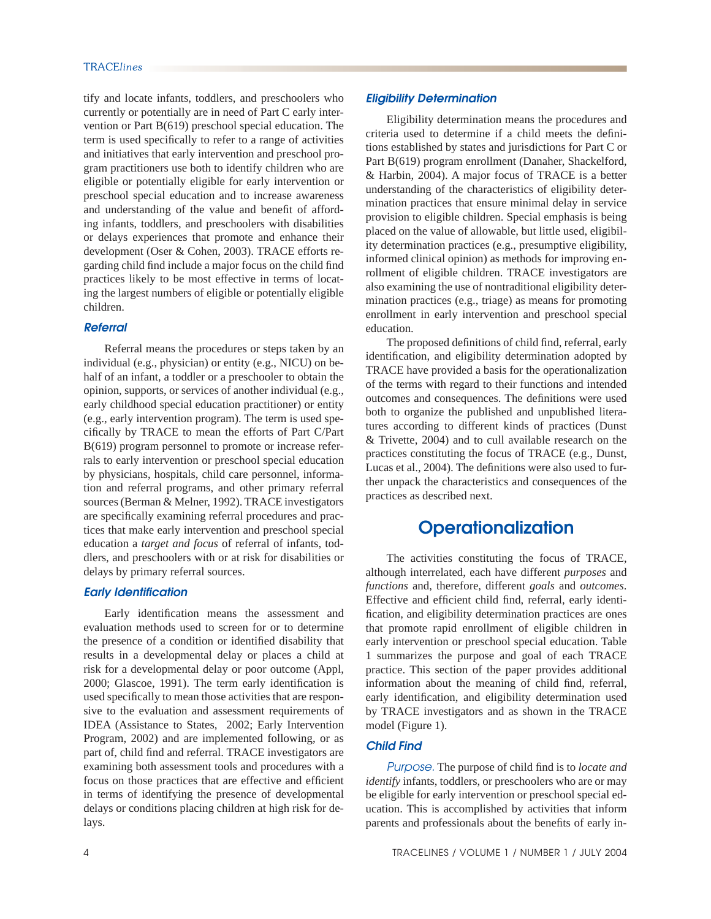tify and locate infants, toddlers, and preschoolers who currently or potentially are in need of Part C early intervention or Part B(619) preschool special education. The term is used specifically to refer to a range of activities and initiatives that early intervention and preschool program practitioners use both to identify children who are eligible or potentially eligible for early intervention or preschool special education and to increase awareness and understanding of the value and benefit of affording infants, toddlers, and preschoolers with disabilities or delays experiences that promote and enhance their development (Oser & Cohen, 2003). TRACE efforts regarding child find include a major focus on the child find practices likely to be most effective in terms of locating the largest numbers of eligible or potentially eligible children.

### *Referral*

Referral means the procedures or steps taken by an individual (e.g., physician) or entity (e.g., NICU) on behalf of an infant, a toddler or a preschooler to obtain the opinion, supports, or services of another individual (e.g., early childhood special education practitioner) or entity (e.g., early intervention program). The term is used specifically by TRACE to mean the efforts of Part C/Part B(619) program personnel to promote or increase referrals to early intervention or preschool special education by physicians, hospitals, child care personnel, information and referral programs, and other primary referral sources (Berman & Melner, 1992). TRACE investigators are specifically examining referral procedures and practices that make early intervention and preschool special education a *target and focus* of referral of infants, toddlers, and preschoolers with or at risk for disabilities or delays by primary referral sources.

### *Early Identification*

Early identification means the assessment and evaluation methods used to screen for or to determine the presence of a condition or identified disability that results in a developmental delay or places a child at risk for a developmental delay or poor outcome (Appl, 2000; Glascoe, 1991). The term early identification is used specifically to mean those activities that are responsive to the evaluation and assessment requirements of IDEA (Assistance to States, 2002; Early Intervention Program, 2002) and are implemented following, or as part of, child find and referral. TRACE investigators are examining both assessment tools and procedures with a focus on those practices that are effective and efficient in terms of identifying the presence of developmental delays or conditions placing children at high risk for delays.

### *Eligibility Determination*

Eligibility determination means the procedures and criteria used to determine if a child meets the definitions established by states and jurisdictions for Part C or Part B(619) program enrollment (Danaher, Shackelford, & Harbin, 2004). A major focus of TRACE is a better understanding of the characteristics of eligibility determination practices that ensure minimal delay in service provision to eligible children. Special emphasis is being placed on the value of allowable, but little used, eligibility determination practices (e.g., presumptive eligibility, informed clinical opinion) as methods for improving enrollment of eligible children. TRACE investigators are also examining the use of nontraditional eligibility determination practices (e.g., triage) as means for promoting enrollment in early intervention and preschool special education.

The proposed definitions of child find, referral, early identification, and eligibility determination adopted by TRACE have provided a basis for the operationalization of the terms with regard to their functions and intended outcomes and consequences. The definitions were used both to organize the published and unpublished literatures according to different kinds of practices (Dunst & Trivette, 2004) and to cull available research on the practices constituting the focus of TRACE (e.g., Dunst, Lucas et al., 2004). The definitions were also used to further unpack the characteristics and consequences of the practices as described next.

## Operationalization

The activities constituting the focus of TRACE, although interrelated, each have different *purposes* and *functions* and, therefore, different *goals* and *outcomes*. Effective and efficient child find, referral, early identification, and eligibility determination practices are ones that promote rapid enrollment of eligible children in early intervention or preschool special education. Table 1 summarizes the purpose and goal of each TRACE practice. This section of the paper provides additional information about the meaning of child find, referral, early identification, and eligibility determination used by TRACE investigators and as shown in the TRACE model (Figure 1).

### *Child Find*

*Purpose.* The purpose of child find is to *locate and identify* infants, toddlers, or preschoolers who are or may be eligible for early intervention or preschool special education. This is accomplished by activities that inform parents and professionals about the benefits of early in-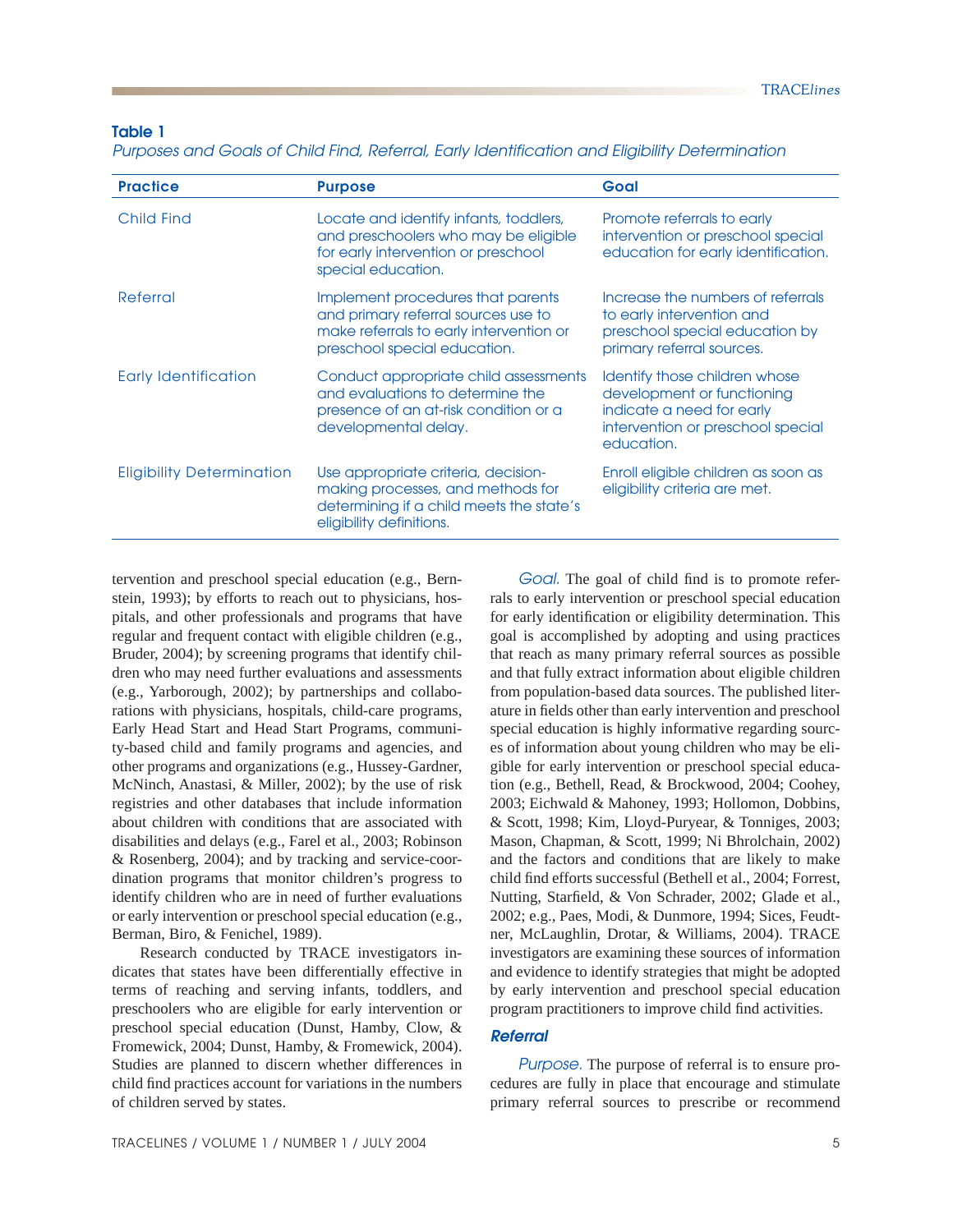**Table 1**

*Purposes and Goals of Child Find, Referral, Early Identification and Eligibility Determination*

| Practice | Purpose | Goal |
|---|---|---|
| Child Find | Locate and identify infants, toddlers, and preschoolers who may be eligible for early intervention or preschool special education. | Promote referrals to early intervention or preschool special education for early identification. |
| Referral | Implement procedures that parents and primary referral sources use to make referrals to early intervention or preschool special education. | Increase the numbers of referrals to early intervention and preschool special education by primary referral sources. |
| Early Identification | Conduct appropriate child assessments and evaluations to determine the presence of an at-risk condition or a developmental delay. | Identify those children whose development or functioning indicate a need for early intervention or preschool special education. |
| Eligibility Determination | Use appropriate criteria, decision-making processes, and methods for determining if a child meets the state's eligibility definitions. | Enroll eligible children as soon as eligibility criteria are met. |

tervention and preschool special education (e.g., Bernstein, 1993); by efforts to reach out to physicians, hospitals, and other professionals and programs that have regular and frequent contact with eligible children (e.g., Bruder, 2004); by screening programs that identify children who may need further evaluations and assessments (e.g., Yarborough, 2002); by partnerships and collaborations with physicians, hospitals, child-care programs, Early Head Start and Head Start Programs, community-based child and family programs and agencies, and other programs and organizations (e.g., Hussey-Gardner, McNinch, Anastasi, & Miller, 2002); by the use of risk registries and other databases that include information about children with conditions that are associated with disabilities and delays (e.g., Farel et al., 2003; Robinson & Rosenberg, 2004); and by tracking and service-coordination programs that monitor children's progress to identify children who are in need of further evaluations or early intervention or preschool special education (e.g., Berman, Biro, & Fenichel, 1989).

Research conducted by TRACE investigators indicates that states have been differentially effective in terms of reaching and serving infants, toddlers, and preschoolers who are eligible for early intervention or preschool special education (Dunst, Hamby, Clow, & Fromewick, 2004; Dunst, Hamby, & Fromewick, 2004). Studies are planned to discern whether differences in child find practices account for variations in the numbers of children served by states.

*Goal.* The goal of child find is to promote referrals to early intervention or preschool special education for early identification or eligibility determination. This goal is accomplished by adopting and using practices that reach as many primary referral sources as possible and that fully extract information about eligible children from population-based data sources. The published literature in fields other than early intervention and preschool special education is highly informative regarding sources of information about young children who may be eligible for early intervention or preschool special education (e.g., Bethell, Read, & Brockwood, 2004; Coohey, 2003; Eichwald & Mahoney, 1993; Hollomon, Dobbins, & Scott, 1998; Kim, Lloyd-Puryear, & Tonniges, 2003; Mason, Chapman, & Scott, 1999; Ni Bhrolchain, 2002) and the factors and conditions that are likely to make child find efforts successful (Bethell et al., 2004; Forrest, Nutting, Starfield, & Von Schrader, 2002; Glade et al., 2002; e.g., Paes, Modi, & Dunmore, 1994; Sices, Feudtner, McLaughlin, Drotar, & Williams, 2004). TRACE investigators are examining these sources of information and evidence to identify strategies that might be adopted by early intervention and preschool special education program practitioners to improve child find activities.

### *Referral*

*Purpose.* The purpose of referral is to ensure procedures are fully in place that encourage and stimulate primary referral sources to prescribe or recommend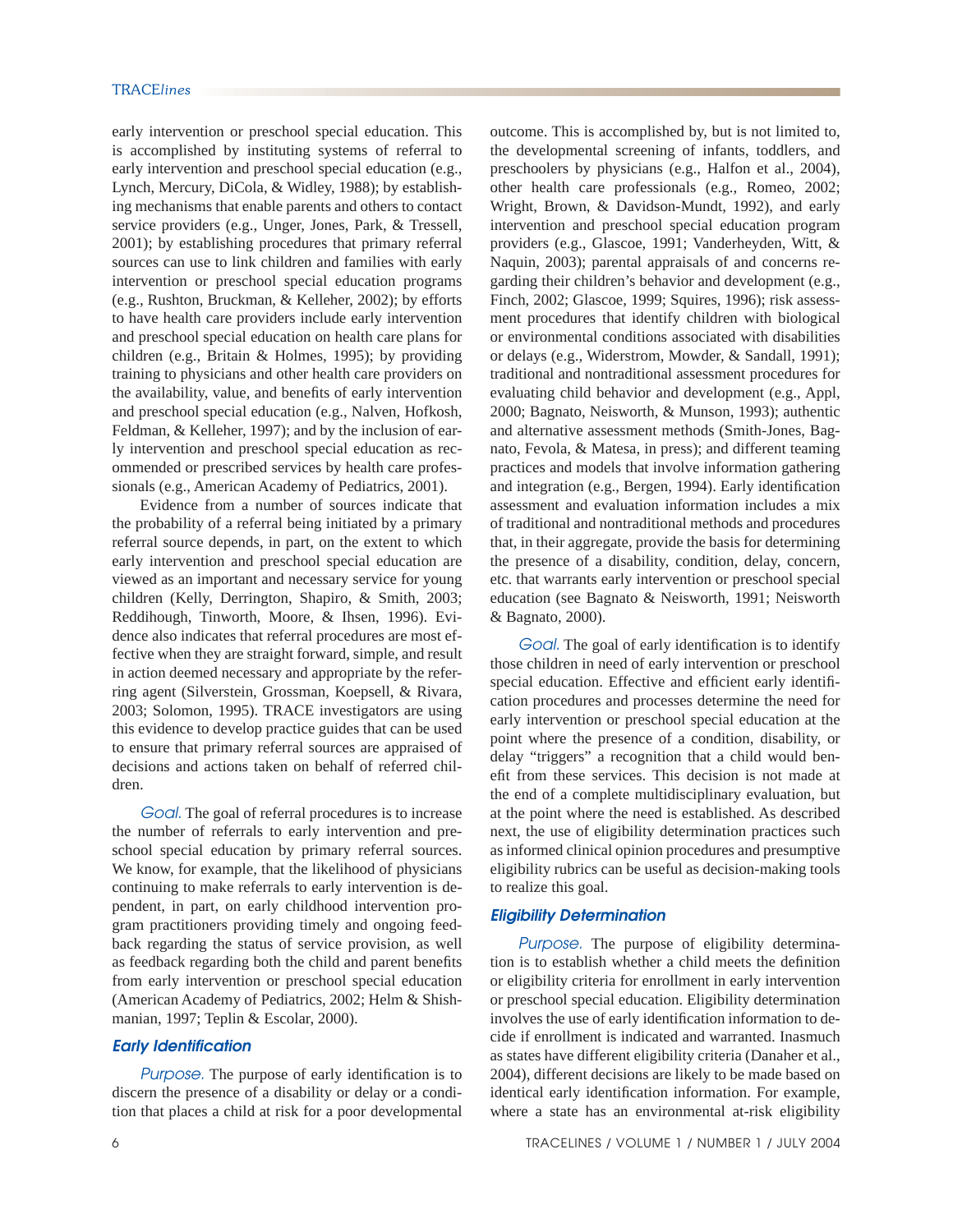early intervention or preschool special education. This is accomplished by instituting systems of referral to early intervention and preschool special education (e.g., Lynch, Mercury, DiCola, & Widley, 1988); by establishing mechanisms that enable parents and others to contact service providers (e.g., Unger, Jones, Park, & Tressell, 2001); by establishing procedures that primary referral sources can use to link children and families with early intervention or preschool special education programs (e.g., Rushton, Bruckman, & Kelleher, 2002); by efforts to have health care providers include early intervention and preschool special education on health care plans for children (e.g., Britain & Holmes, 1995); by providing training to physicians and other health care providers on the availability, value, and benefits of early intervention and preschool special education (e.g., Nalven, Hofkosh, Feldman, & Kelleher, 1997); and by the inclusion of early intervention and preschool special education as recommended or prescribed services by health care professionals (e.g., American Academy of Pediatrics, 2001).

Evidence from a number of sources indicate that the probability of a referral being initiated by a primary referral source depends, in part, on the extent to which early intervention and preschool special education are viewed as an important and necessary service for young children (Kelly, Derrington, Shapiro, & Smith, 2003; Reddihough, Tinworth, Moore, & Ihsen, 1996). Evidence also indicates that referral procedures are most effective when they are straight forward, simple, and result in action deemed necessary and appropriate by the referring agent (Silverstein, Grossman, Koepsell, & Rivara, 2003; Solomon, 1995). TRACE investigators are using this evidence to develop practice guides that can be used to ensure that primary referral sources are appraised of decisions and actions taken on behalf of referred children.

*Goal.* The goal of referral procedures is to increase the number of referrals to early intervention and preschool special education by primary referral sources. We know, for example, that the likelihood of physicians continuing to make referrals to early intervention is dependent, in part, on early childhood intervention program practitioners providing timely and ongoing feedback regarding the status of service provision, as well as feedback regarding both the child and parent benefits from early intervention or preschool special education (American Academy of Pediatrics, 2002; Helm & Shishmanian, 1997; Teplin & Escolar, 2000).

### Early Identification

*Purpose.* The purpose of early identification is to discern the presence of a disability or delay or a condition that places a child at risk for a poor developmental outcome. This is accomplished by, but is not limited to, the developmental screening of infants, toddlers, and preschoolers by physicians (e.g., Halfon et al., 2004), other health care professionals (e.g., Romeo, 2002; Wright, Brown, & Davidson-Mundt, 1992), and early intervention and preschool special education program providers (e.g., Glascoe, 1991; Vanderheyden, Witt, & Naquin, 2003); parental appraisals of and concerns regarding their children's behavior and development (e.g., Finch, 2002; Glascoe, 1999; Squires, 1996); risk assessment procedures that identify children with biological or environmental conditions associated with disabilities or delays (e.g., Widerstrom, Mowder, & Sandall, 1991); traditional and nontraditional assessment procedures for evaluating child behavior and development (e.g., Appl, 2000; Bagnato, Neisworth, & Munson, 1993); authentic and alternative assessment methods (Smith-Jones, Bagnato, Fevola, & Matesa, in press); and different teaming practices and models that involve information gathering and integration (e.g., Bergen, 1994). Early identification assessment and evaluation information includes a mix of traditional and nontraditional methods and procedures that, in their aggregate, provide the basis for determining the presence of a disability, condition, delay, concern, etc. that warrants early intervention or preschool special education (see Bagnato & Neisworth, 1991; Neisworth & Bagnato, 2000).

*Goal.* The goal of early identification is to identify those children in need of early intervention or preschool special education. Effective and efficient early identification procedures and processes determine the need for early intervention or preschool special education at the point where the presence of a condition, disability, or delay "triggers" a recognition that a child would benefit from these services. This decision is not made at the end of a complete multidisciplinary evaluation, but at the point where the need is established. As described next, the use of eligibility determination practices such as informed clinical opinion procedures and presumptive eligibility rubrics can be useful as decision-making tools to realize this goal.

### Eligibility Determination

*Purpose.* The purpose of eligibility determination is to establish whether a child meets the definition or eligibility criteria for enrollment in early intervention or preschool special education. Eligibility determination involves the use of early identification information to decide if enrollment is indicated and warranted. Inasmuch as states have different eligibility criteria (Danaher et al., 2004), different decisions are likely to be made based on identical early identification information. For example, where a state has an environmental at-risk eligibility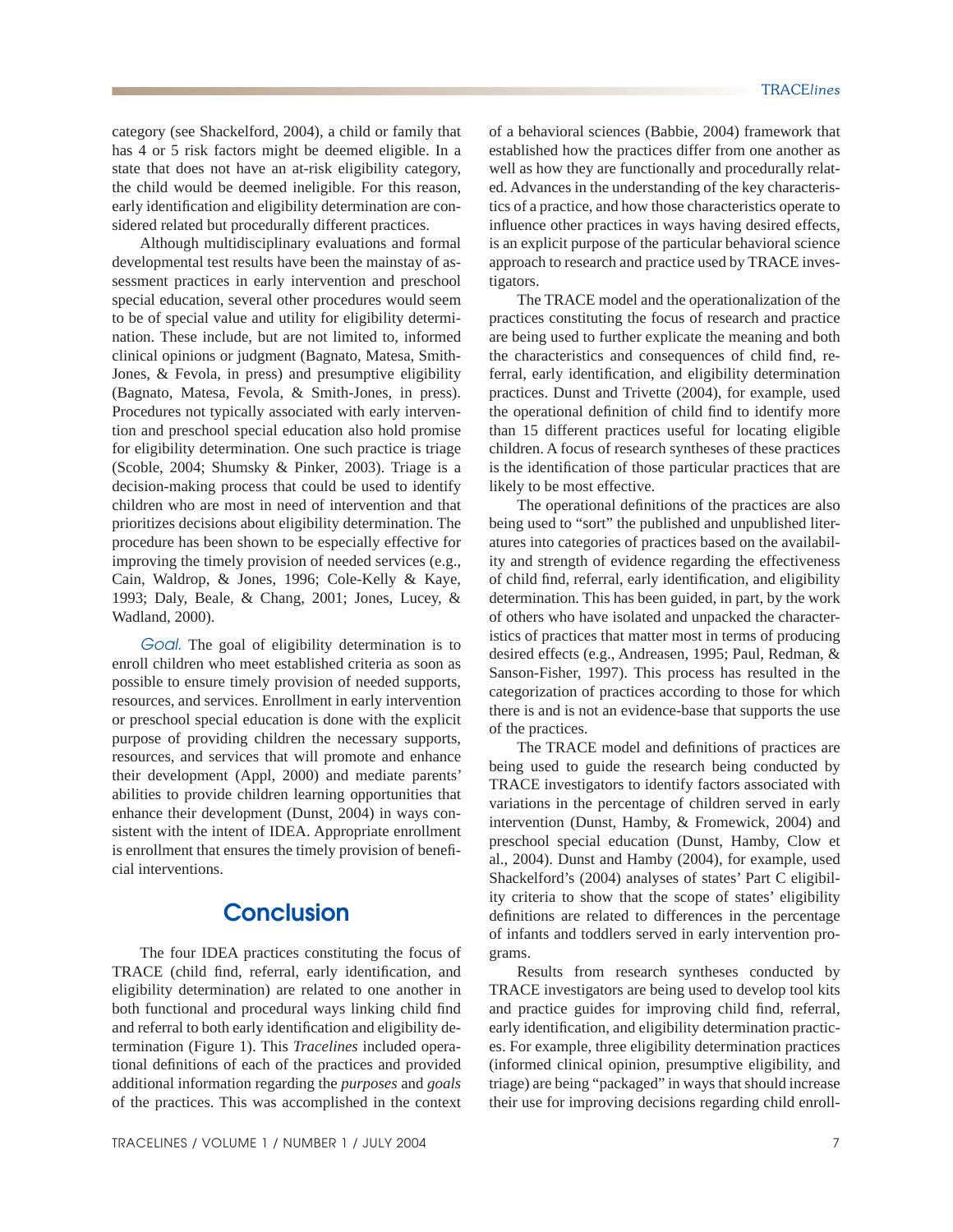category (see Shackelford, 2004), a child or family that has 4 or 5 risk factors might be deemed eligible. In a state that does not have an at-risk eligibility category, the child would be deemed ineligible. For this reason, early identification and eligibility determination are considered related but procedurally different practices.

Although multidisciplinary evaluations and formal developmental test results have been the mainstay of assessment practices in early intervention and preschool special education, several other procedures would seem to be of special value and utility for eligibility determination. These include, but are not limited to, informed clinical opinions or judgment (Bagnato, Matesa, Smith-Jones, & Fevola, in press) and presumptive eligibility (Bagnato, Matesa, Fevola, & Smith-Jones, in press). Procedures not typically associated with early intervention and preschool special education also hold promise for eligibility determination. One such practice is triage (Scoble, 2004; Shumsky & Pinker, 2003). Triage is a decision-making process that could be used to identify children who are most in need of intervention and that prioritizes decisions about eligibility determination. The procedure has been shown to be especially effective for improving the timely provision of needed services (e.g., Cain, Waldrop, & Jones, 1996; Cole-Kelly & Kaye, 1993; Daly, Beale, & Chang, 2001; Jones, Lucey, & Wadland, 2000).

*Goal.* The goal of eligibility determination is to enroll children who meet established criteria as soon as possible to ensure timely provision of needed supports, resources, and services. Enrollment in early intervention or preschool special education is done with the explicit purpose of providing children the necessary supports, resources, and services that will promote and enhance their development (Appl, 2000) and mediate parents' abilities to provide children learning opportunities that enhance their development (Dunst, 2004) in ways consistent with the intent of IDEA. Appropriate enrollment is enrollment that ensures the timely provision of beneficial interventions.

## Conclusion

The four IDEA practices constituting the focus of TRACE (child find, referral, early identification, and eligibility determination) are related to one another in both functional and procedural ways linking child find and referral to both early identification and eligibility determination (Figure 1). This *Tracelines* included operational definitions of each of the practices and provided additional information regarding the *purposes* and *goals* of the practices. This was accomplished in the context of a behavioral sciences (Babbie, 2004) framework that established how the practices differ from one another as well as how they are functionally and procedurally related. Advances in the understanding of the key characteristics of a practice, and how those characteristics operate to influence other practices in ways having desired effects, is an explicit purpose of the particular behavioral science approach to research and practice used by TRACE investigators.

The TRACE model and the operationalization of the practices constituting the focus of research and practice are being used to further explicate the meaning and both the characteristics and consequences of child find, referral, early identification, and eligibility determination practices. Dunst and Trivette (2004), for example, used the operational definition of child find to identify more than 15 different practices useful for locating eligible children. A focus of research syntheses of these practices is the identification of those particular practices that are likely to be most effective.

The operational definitions of the practices are also being used to "sort" the published and unpublished literatures into categories of practices based on the availability and strength of evidence regarding the effectiveness of child find, referral, early identification, and eligibility determination. This has been guided, in part, by the work of others who have isolated and unpacked the characteristics of practices that matter most in terms of producing desired effects (e.g., Andreasen, 1995; Paul, Redman, & Sanson-Fisher, 1997). This process has resulted in the categorization of practices according to those for which there is and is not an evidence-base that supports the use of the practices.

The TRACE model and definitions of practices are being used to guide the research being conducted by TRACE investigators to identify factors associated with variations in the percentage of children served in early intervention (Dunst, Hamby, & Fromewick, 2004) and preschool special education (Dunst, Hamby, Clow et al., 2004). Dunst and Hamby (2004), for example, used Shackelford's (2004) analyses of states' Part C eligibility criteria to show that the scope of states' eligibility definitions are related to differences in the percentage of infants and toddlers served in early intervention programs.

Results from research syntheses conducted by TRACE investigators are being used to develop tool kits and practice guides for improving child find, referral, early identification, and eligibility determination practices. For example, three eligibility determination practices (informed clinical opinion, presumptive eligibility, and triage) are being "packaged" in ways that should increase their use for improving decisions regarding child enroll-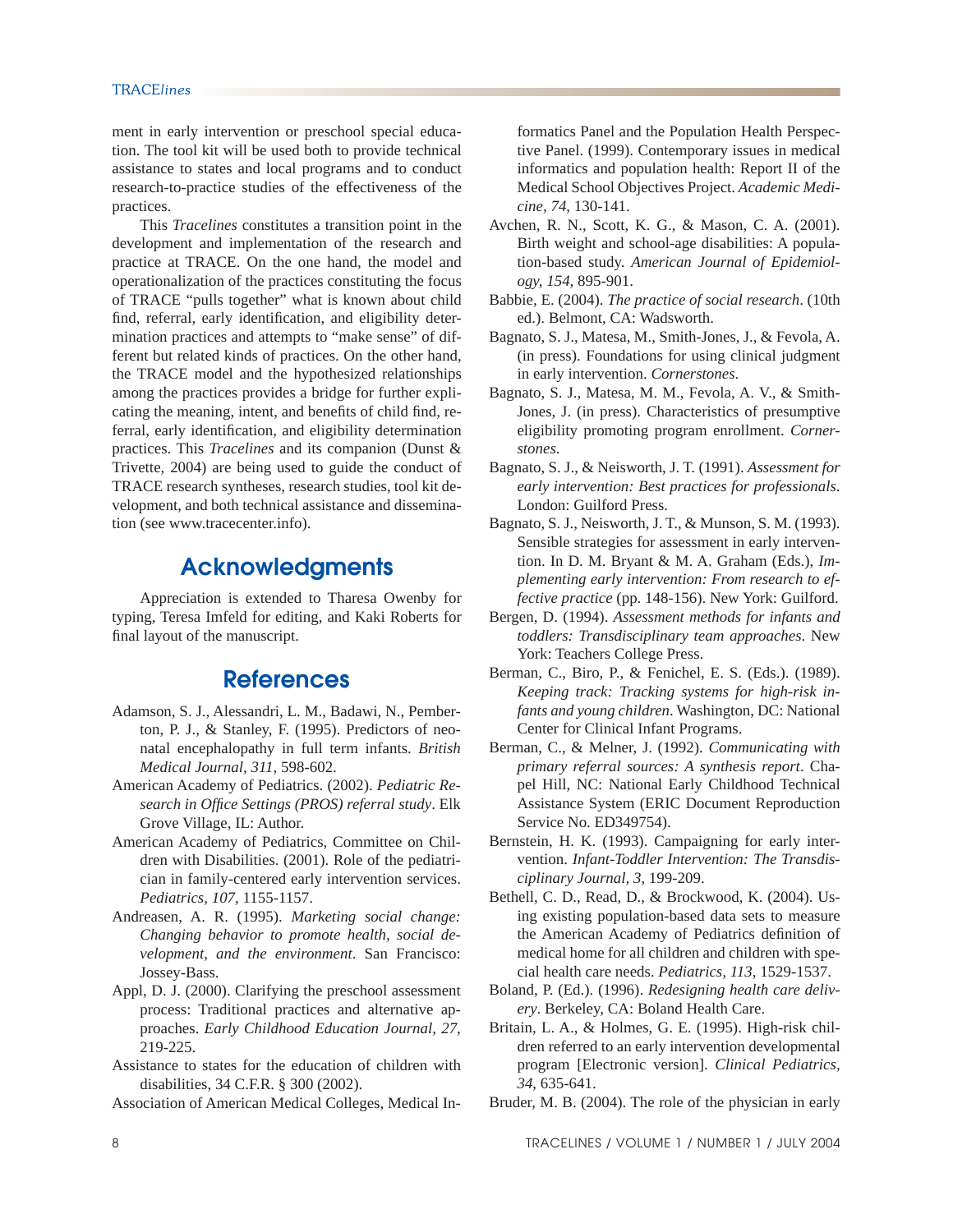ment in early intervention or preschool special education. The tool kit will be used both to provide technical assistance to states and local programs and to conduct research-to-practice studies of the effectiveness of the practices.

This *Tracelines* constitutes a transition point in the development and implementation of the research and practice at TRACE. On the one hand, the model and operationalization of the practices constituting the focus of TRACE "pulls together" what is known about child find, referral, early identification, and eligibility determination practices and attempts to "make sense" of different but related kinds of practices. On the other hand, the TRACE model and the hypothesized relationships among the practices provides a bridge for further explicating the meaning, intent, and benefits of child find, referral, early identification, and eligibility determination practices. This *Tracelines* and its companion (Dunst & Trivette, 2004) are being used to guide the conduct of TRACE research syntheses, research studies, tool kit development, and both technical assistance and dissemination (see www.tracecenter.info).

## Acknowledgments

Appreciation is extended to Tharesa Owenby for typing, Teresa Imfeld for editing, and Kaki Roberts for final layout of the manuscript.

## References

Adamson, S. J., Alessandri, L. M., Badawi, N., Pemberton, P. J., & Stanley, F. (1995). Predictors of neonatal encephalopathy in full term infants. *British Medical Journal, 311*, 598-602.

American Academy of Pediatrics. (2002). *Pediatric Research in Office Settings (PROS) referral study*. Elk Grove Village, IL: Author.

American Academy of Pediatrics, Committee on Children with Disabilities. (2001). Role of the pediatrician in family-centered early intervention services. *Pediatrics, 107*, 1155-1157.

Andreasen, A. R. (1995). *Marketing social change: Changing behavior to promote health, social development, and the environment*. San Francisco: Jossey-Bass.

Appl, D. J. (2000). Clarifying the preschool assessment process: Traditional practices and alternative approaches. *Early Childhood Education Journal, 27*, 219-225.

Assistance to states for the education of children with disabilities, 34 C.F.R. § 300 (2002).

Association of American Medical Colleges, Medical Informatics Panel and the Population Health Perspective Panel. (1999). Contemporary issues in medical informatics and population health: Report II of the Medical School Objectives Project. *Academic Medicine, 74*, 130-141.

Avchen, R. N., Scott, K. G., & Mason, C. A. (2001). Birth weight and school-age disabilities: A population-based study. *American Journal of Epidemiology, 154*, 895-901.

Babbie, E. (2004). *The practice of social research*. (10th ed.). Belmont, CA: Wadsworth.

Bagnato, S. J., Matesa, M., Smith-Jones, J., & Fevola, A. (in press). Foundations for using clinical judgment in early intervention. *Cornerstones*.

Bagnato, S. J., Matesa, M. M., Fevola, A. V., & Smith-Jones, J. (in press). Characteristics of presumptive eligibility promoting program enrollment. *Cornerstones*.

Bagnato, S. J., & Neisworth, J. T. (1991). *Assessment for early intervention: Best practices for professionals*. London: Guilford Press.

Bagnato, S. J., Neisworth, J. T., & Munson, S. M. (1993). Sensible strategies for assessment in early intervention. In D. M. Bryant & M. A. Graham (Eds.), *Implementing early intervention: From research to effective practice* (pp. 148-156). New York: Guilford.

Bergen, D. (1994). *Assessment methods for infants and toddlers: Transdisciplinary team approaches*. New York: Teachers College Press.

Berman, C., Biro, P., & Fenichel, E. S. (Eds.). (1989). *Keeping track: Tracking systems for high-risk infants and young children*. Washington, DC: National Center for Clinical Infant Programs.

Berman, C., & Melner, J. (1992). *Communicating with primary referral sources: A synthesis report*. Chapel Hill, NC: National Early Childhood Technical Assistance System (ERIC Document Reproduction Service No. ED349754).

Bernstein, H. K. (1993). Campaigning for early intervention. *Infant-Toddler Intervention: The Transdisciplinary Journal, 3*, 199-209.

Bethell, C. D., Read, D., & Brockwood, K. (2004). Using existing population-based data sets to measure the American Academy of Pediatrics definition of medical home for all children and children with special health care needs. *Pediatrics, 113*, 1529-1537.

Boland, P. (Ed.). (1996). *Redesigning health care delivery*. Berkeley, CA: Boland Health Care.

Britain, L. A., & Holmes, G. E. (1995). High-risk children referred to an early intervention developmental program [Electronic version]. *Clinical Pediatrics, 34*, 635-641.

Bruder, M. B. (2004). The role of the physician in early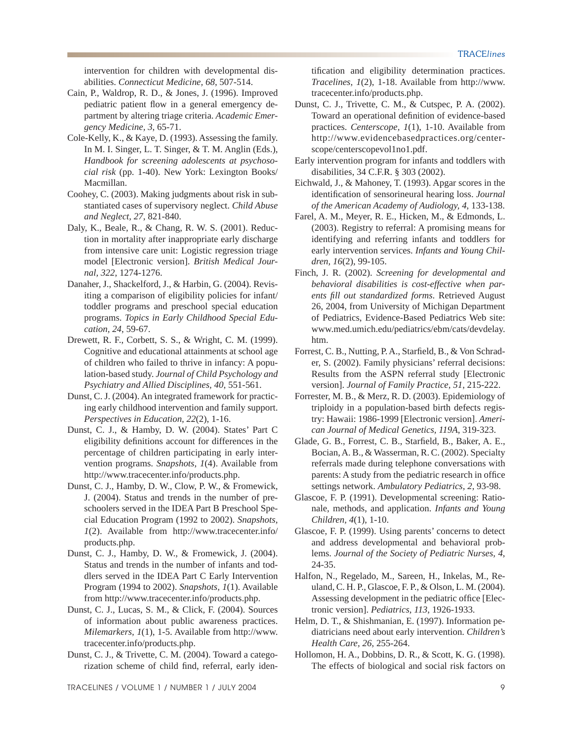intervention for children with developmental disabilities. *Connecticut Medicine, 68*, 507-514.

Cain, P., Waldrop, R. D., & Jones, J. (1996). Improved pediatric patient flow in a general emergency department by altering triage criteria. *Academic Emergency Medicine, 3*, 65-71.

Cole-Kelly, K., & Kaye, D. (1993). Assessing the family. In M. I. Singer, L. T. Singer, & T. M. Anglin (Eds.), *Handbook for screening adolescents at psychosocial risk* (pp. 1-40). New York: Lexington Books/ Macmillan.

Coohey, C. (2003). Making judgments about risk in substantiated cases of supervisory neglect. *Child Abuse and Neglect, 27*, 821-840.

Daly, K., Beale, R., & Chang, R. W. S. (2001). Reduction in mortality after inappropriate early discharge from intensive care unit: Logistic regression triage model [Electronic version]. *British Medical Journal, 322*, 1274-1276.

Danaher, J., Shackelford, J., & Harbin, G. (2004). Revisiting a comparison of eligibility policies for infant/ toddler programs and preschool special education programs. *Topics in Early Childhood Special Education, 24*, 59-67.

Drewett, R. F., Corbett, S. S., & Wright, C. M. (1999). Cognitive and educational attainments at school age of children who failed to thrive in infancy: A population-based study. *Journal of Child Psychology and Psychiatry and Allied Disciplines, 40*, 551-561.

Dunst, C. J. (2004). An integrated framework for practicing early childhood intervention and family support. *Perspectives in Education, 22*(2), 1-16.

Dunst, C. J., & Hamby, D. W. (2004). States' Part C eligibility definitions account for differences in the percentage of children participating in early intervention programs. *Snapshots, 1*(4). Available from http://www.tracecenter.info/products.php.

Dunst, C. J., Hamby, D. W., Clow, P. W., & Fromewick, J. (2004). Status and trends in the number of preschoolers served in the IDEA Part B Preschool Special Education Program (1992 to 2002). *Snapshots, 1*(2). Available from http://www.tracecenter.info/products.php.

Dunst, C. J., Hamby, D. W., & Fromewick, J. (2004). Status and trends in the number of infants and toddlers served in the IDEA Part C Early Intervention Program (1994 to 2002). *Snapshots, 1*(1). Available from http://www.tracecenter.info/products.php.

Dunst, C. J., Lucas, S. M., & Click, F. (2004). Sources of information about public awareness practices. *Milemarkers, 1*(1), 1-5. Available from http://www.tracecenter.info/products.php.

Dunst, C. J., & Trivette, C. M. (2004). Toward a categorization scheme of child find, referral, early identification and eligibility determination practices. *Tracelines, 1*(2), 1-18. Available from http://www.tracecenter.info/products.php.

Dunst, C. J., Trivette, C. M., & Cutspec, P. A. (2002). Toward an operational definition of evidence-based practices. *Centerscope, 1*(1), 1-10. Available from http://www.evidencebasedpractices.org/centerscope/centerscopevol1no1.pdf.

Early intervention program for infants and toddlers with disabilities, 34 C.F.R. § 303 (2002).

Eichwald, J., & Mahoney, T. (1993). Apgar scores in the identification of sensorineural hearing loss. *Journal of the American Academy of Audiology, 4*, 133-138.

Farel, A. M., Meyer, R. E., Hicken, M., & Edmonds, L. (2003). Registry to referral: A promising means for identifying and referring infants and toddlers for early intervention services. *Infants and Young Children, 16*(2), 99-105.

Finch, J. R. (2002). *Screening for developmental and behavioral disabilities is cost-effective when parents fill out standardized forms*. Retrieved August 26, 2004, from University of Michigan Department of Pediatrics, Evidence-Based Pediatrics Web site: www.med.umich.edu/pediatrics/ebm/cats/devdelay.htm.

Forrest, C. B., Nutting, P. A., Starfield, B., & Von Schrader, S. (2002). Family physicians' referral decisions: Results from the ASPN referral study [Electronic version]. *Journal of Family Practice, 51*, 215-222.

Forrester, M. B., & Merz, R. D. (2003). Epidemiology of triploidy in a population-based birth defects registry: Hawaii: 1986-1999 [Electronic version]. *American Journal of Medical Genetics, 119A*, 319-323.

Glade, G. B., Forrest, C. B., Starfield, B., Baker, A. E., Bocian, A. B., & Wasserman, R. C. (2002). Specialty referrals made during telephone conversations with parents: A study from the pediatric research in office settings network. *Ambulatory Pediatrics, 2*, 93-98.

Glascoe, F. P. (1991). Developmental screening: Rationale, methods, and application. *Infants and Young Children, 4*(1), 1-10.

Glascoe, F. P. (1999). Using parents' concerns to detect and address developmental and behavioral problems. *Journal of the Society of Pediatric Nurses, 4*, 24-35.

Halfon, N., Regelado, M., Sareen, H., Inkelas, M., Reuland, C. H. P., Glascoe, F. P., & Olson, L. M. (2004). Assessing development in the pediatric office [Electronic version]. *Pediatrics, 113*, 1926-1933.

Helm, D. T., & Shishmanian, E. (1997). Information pediatricians need about early intervention. *Children's Health Care, 26*, 255-264.

Hollomon, H. A., Dobbins, D. R., & Scott, K. G. (1998). The effects of biological and social risk factors on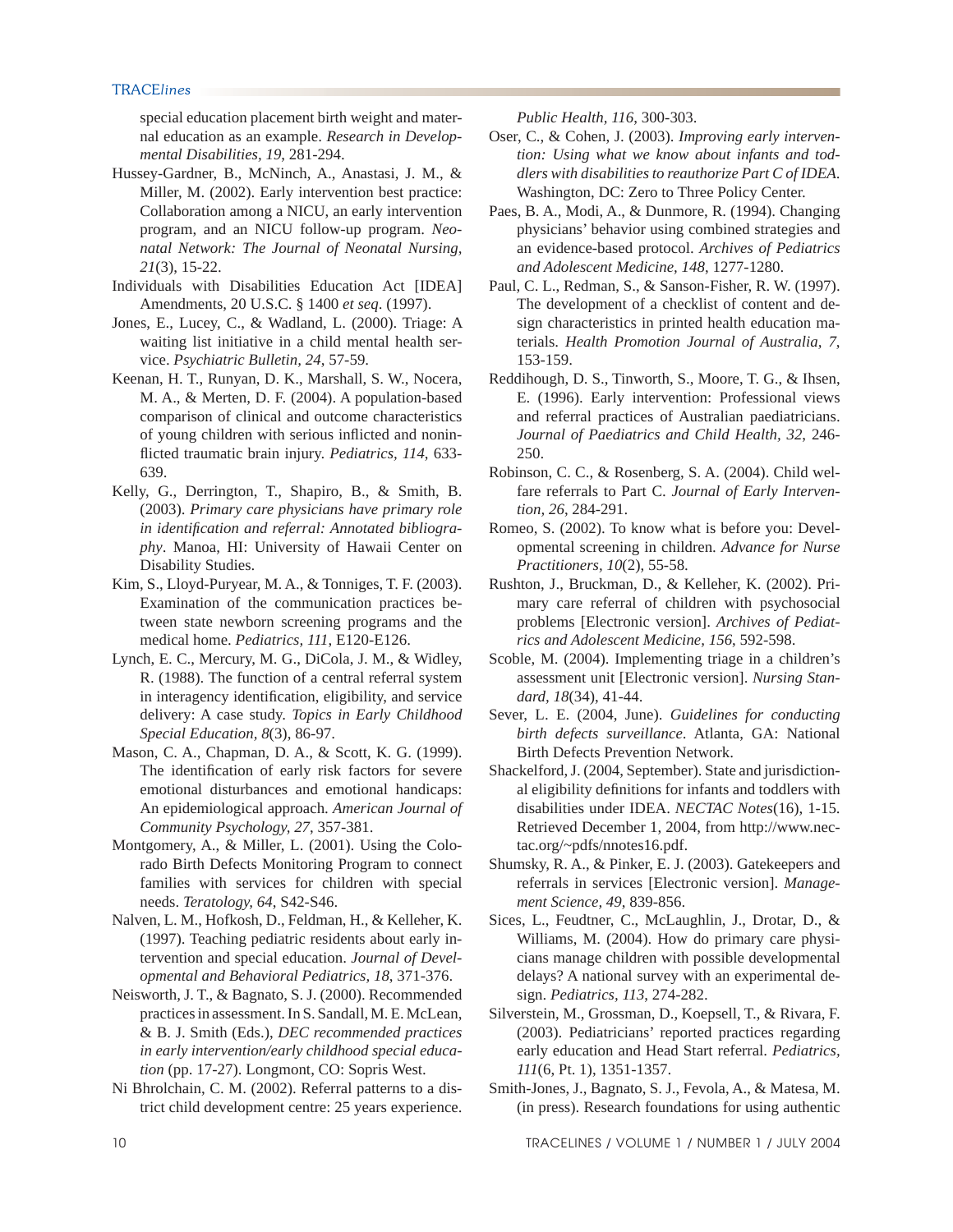special education placement birth weight and maternal education as an example. *Research in Developmental Disabilities, 19*, 281-294.

Hussey-Gardner, B., McNinch, A., Anastasi, J. M., & Miller, M. (2002). Early intervention best practice: Collaboration among a NICU, an early intervention program, and an NICU follow-up program. *Neonatal Network: The Journal of Neonatal Nursing, 21*(3), 15-22.

Individuals with Disabilities Education Act [IDEA] Amendments, 20 U.S.C. § 1400 *et seq*. (1997).

Jones, E., Lucey, C., & Wadland, L. (2000). Triage: A waiting list initiative in a child mental health service. *Psychiatric Bulletin, 24*, 57-59.

Keenan, H. T., Runyan, D. K., Marshall, S. W., Nocera, M. A., & Merten, D. F. (2004). A population-based comparison of clinical and outcome characteristics of young children with serious inflicted and noninflicted traumatic brain injury. *Pediatrics, 114*, 633-639.

Kelly, G., Derrington, T., Shapiro, B., & Smith, B. (2003). *Primary care physicians have primary role in identification and referral: Annotated bibliography*. Manoa, HI: University of Hawaii Center on Disability Studies.

Kim, S., Lloyd-Puryear, M. A., & Tonniges, T. F. (2003). Examination of the communication practices between state newborn screening programs and the medical home. *Pediatrics, 111*, E120-E126.

Lynch, E. C., Mercury, M. G., DiCola, J. M., & Widley, R. (1988). The function of a central referral system in interagency identification, eligibility, and service delivery: A case study. *Topics in Early Childhood Special Education, 8*(3), 86-97.

Mason, C. A., Chapman, D. A., & Scott, K. G. (1999). The identification of early risk factors for severe emotional disturbances and emotional handicaps: An epidemiological approach. *American Journal of Community Psychology, 27*, 357-381.

Montgomery, A., & Miller, L. (2001). Using the Colorado Birth Defects Monitoring Program to connect families with services for children with special needs. *Teratology, 64*, S42-S46.

Nalven, L. M., Hofkosh, D., Feldman, H., & Kelleher, K. (1997). Teaching pediatric residents about early intervention and special education. *Journal of Developmental and Behavioral Pediatrics, 18*, 371-376.

Neisworth, J. T., & Bagnato, S. J. (2000). Recommended practices in assessment. In S. Sandall, M. E. McLean, & B. J. Smith (Eds.), *DEC recommended practices in early intervention/early childhood special education* (pp. 17-27). Longmont, CO: Sopris West.

Ni Bhrolchain, C. M. (2002). Referral patterns to a district child development centre: 25 years experience. *Public Health, 116*, 300-303.

Oser, C., & Cohen, J. (2003). *Improving early intervention: Using what we know about infants and toddlers with disabilities to reauthorize Part C of IDEA*. Washington, DC: Zero to Three Policy Center.

Paes, B. A., Modi, A., & Dunmore, R. (1994). Changing physicians' behavior using combined strategies and an evidence-based protocol. *Archives of Pediatrics and Adolescent Medicine, 148*, 1277-1280.

Paul, C. L., Redman, S., & Sanson-Fisher, R. W. (1997). The development of a checklist of content and design characteristics in printed health education materials. *Health Promotion Journal of Australia, 7*, 153-159.

Reddihough, D. S., Tinworth, S., Moore, T. G., & Ihsen, E. (1996). Early intervention: Professional views and referral practices of Australian paediatricians. *Journal of Paediatrics and Child Health, 32*, 246-250.

Robinson, C. C., & Rosenberg, S. A. (2004). Child welfare referrals to Part C. *Journal of Early Intervention, 26*, 284-291.

Romeo, S. (2002). To know what is before you: Developmental screening in children. *Advance for Nurse Practitioners, 10*(2), 55-58.

Rushton, J., Bruckman, D., & Kelleher, K. (2002). Primary care referral of children with psychosocial problems [Electronic version]. *Archives of Pediatrics and Adolescent Medicine, 156*, 592-598.

Scoble, M. (2004). Implementing triage in a children's assessment unit [Electronic version]. *Nursing Standard, 18*(34), 41-44.

Sever, L. E. (2004, June). *Guidelines for conducting birth defects surveillance*. Atlanta, GA: National Birth Defects Prevention Network.

Shackelford, J. (2004, September). State and jurisdictional eligibility definitions for infants and toddlers with disabilities under IDEA. *NECTAC Notes*(16), 1-15. Retrieved December 1, 2004, from http://www.nectac.org/~pdfs/nnotes16.pdf.

Shumsky, R. A., & Pinker, E. J. (2003). Gatekeepers and referrals in services [Electronic version]. *Management Science, 49*, 839-856.

Sices, L., Feudtner, C., McLaughlin, J., Drotar, D., & Williams, M. (2004). How do primary care physicians manage children with possible developmental delays? A national survey with an experimental design. *Pediatrics, 113*, 274-282.

Silverstein, M., Grossman, D., Koepsell, T., & Rivara, F. (2003). Pediatricians' reported practices regarding early education and Head Start referral. *Pediatrics, 111*(6, Pt. 1), 1351-1357.

Smith-Jones, J., Bagnato, S. J., Fevola, A., & Matesa, M. (in press). Research foundations for using authentic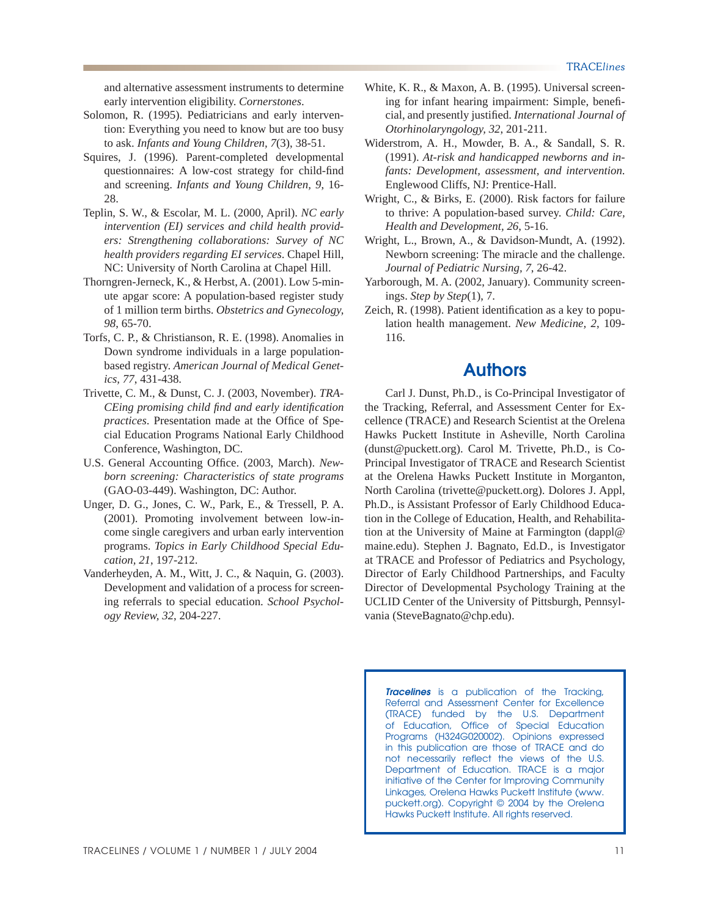and alternative assessment instruments to determine early intervention eligibility. *Cornerstones*.

Solomon, R. (1995). Pediatricians and early intervention: Everything you need to know but are too busy to ask. *Infants and Young Children, 7*(3), 38-51.

Squires, J. (1996). Parent-completed developmental questionnaires: A low-cost strategy for child-find and screening. *Infants and Young Children, 9*, 16-28.

Teplin, S. W., & Escolar, M. L. (2000, April). *NC early intervention (EI) services and child health providers: Strengthening collaborations: Survey of NC health providers regarding EI services*. Chapel Hill, NC: University of North Carolina at Chapel Hill.

Thorngren-Jerneck, K., & Herbst, A. (2001). Low 5-minute apgar score: A population-based register study of 1 million term births. *Obstetrics and Gynecology, 98*, 65-70.

Torfs, C. P., & Christianson, R. E. (1998). Anomalies in Down syndrome individuals in a large population-based registry. *American Journal of Medical Genetics, 77*, 431-438.

Trivette, C. M., & Dunst, C. J. (2003, November). *TRACEing promising child find and early identification practices*. Presentation made at the Office of Special Education Programs National Early Childhood Conference, Washington, DC.

U.S. General Accounting Office. (2003, March). *Newborn screening: Characteristics of state programs* (GAO-03-449). Washington, DC: Author.

Unger, D. G., Jones, C. W., Park, E., & Tressell, P. A. (2001). Promoting involvement between low-income single caregivers and urban early intervention programs. *Topics in Early Childhood Special Education, 21*, 197-212.

Vanderheyden, A. M., Witt, J. C., & Naquin, G. (2003). Development and validation of a process for screening referrals to special education. *School Psychology Review, 32*, 204-227.

White, K. R., & Maxon, A. B. (1995). Universal screening for infant hearing impairment: Simple, beneficial, and presently justified. *International Journal of Otorhinolaryngology, 32*, 201-211.

Widerstrom, A. H., Mowder, B. A., & Sandall, S. R. (1991). *At-risk and handicapped newborns and infants: Development, assessment, and intervention*. Englewood Cliffs, NJ: Prentice-Hall.

Wright, C., & Birks, E. (2000). Risk factors for failure to thrive: A population-based survey. *Child: Care, Health and Development, 26*, 5-16.

Wright, L., Brown, A., & Davidson-Mundt, A. (1992). Newborn screening: The miracle and the challenge. *Journal of Pediatric Nursing, 7*, 26-42.

Yarborough, M. A. (2002, January). Community screenings. *Step by Step*(1), 7.

Zeich, R. (1998). Patient identification as a key to population health management. *New Medicine, 2*, 109-116.

## Authors

Carl J. Dunst, Ph.D., is Co-Principal Investigator of the Tracking, Referral, and Assessment Center for Excellence (TRACE) and Research Scientist at the Orelena Hawks Puckett Institute in Asheville, North Carolina (dunst@puckett.org). Carol M. Trivette, Ph.D., is Co-Principal Investigator of TRACE and Research Scientist at the Orelena Hawks Puckett Institute in Morganton, North Carolina (trivette@puckett.org). Dolores J. Appl, Ph.D., is Assistant Professor of Early Childhood Education in the College of Education, Health, and Rehabilitation at the University of Maine at Farmington (dappl@maine.edu). Stephen J. Bagnato, Ed.D., is Investigator at TRACE and Professor of Pediatrics and Psychology, Director of Early Childhood Partnerships, and Faculty Director of Developmental Psychology Training at the UCLID Center of the University of Pittsburgh, Pennsylvania (SteveBagnato@chp.edu).

***Tracelines*** is a publication of the Tracking, Referral and Assessment Center for Excellence (TRACE) funded by the U.S. Department of Education, Office of Special Education Programs (H324G020002). Opinions expressed in this publication are those of TRACE and do not necessarily reflect the views of the U.S. Department of Education. TRACE is a major initiative of the Center for Improving Community Linkages, Orelena Hawks Puckett Institute (www.puckett.org). Copyright © 2004 by the Orelena Hawks Puckett Institute. All rights reserved.